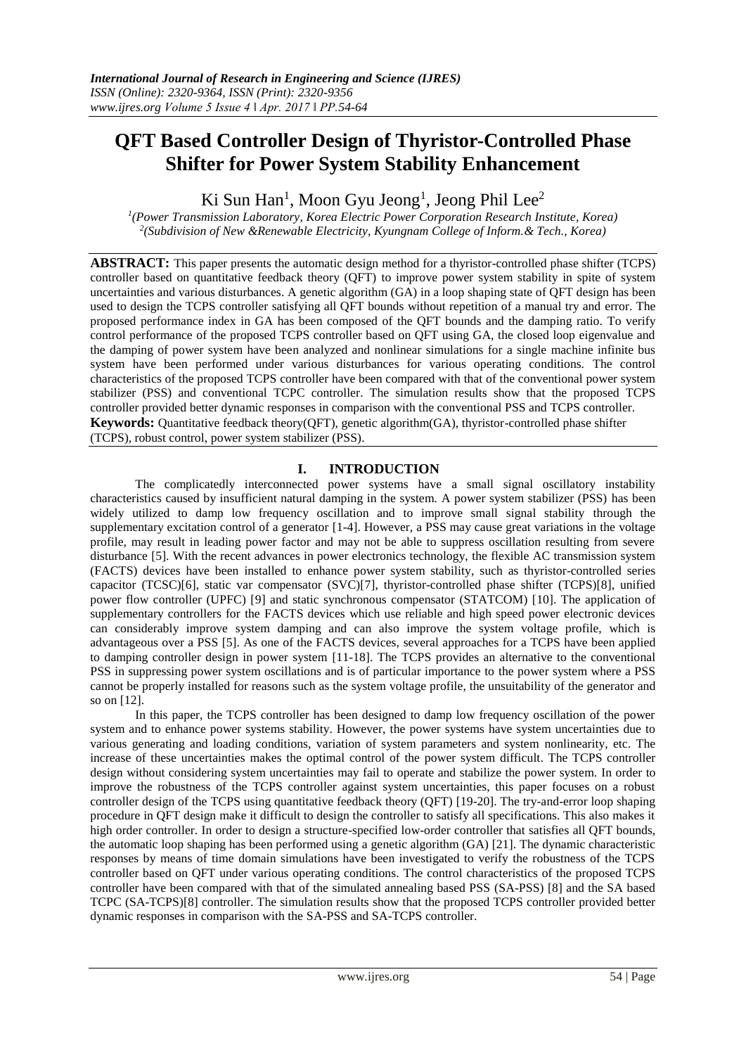// International Journal of Research in Engineering and Science (IJRES) header — journal metadata, omitted

# QFT Based Controller Design of Thyristor-Controlled Phase Shifter for Power System Stability Enhancement

Ki Sun Han[1], Moon Gyu Jeong[1], Jeong Phil Lee[2]

[1](Power Transmission Laboratory, Korea Electric Power Corporation Research Institute, Korea)
[2](Subdivision of New &Renewable Electricity, Kyungnam College of Inform.& Tech., Korea)

**ABSTRACT:** This paper presents the automatic design method for a thyristor-controlled phase shifter (TCPS) controller based on quantitative feedback theory (QFT) to improve power system stability in spite of system uncertainties and various disturbances. A genetic algorithm (GA) in a loop shaping state of QFT design has been used to design the TCPS controller satisfying all QFT bounds without repetition of a manual try and error. The proposed performance index in GA has been composed of the QFT bounds and the damping ratio. To verify control performance of the proposed TCPS controller based on QFT using GA, the closed loop eigenvalue and the damping of power system have been analyzed and nonlinear simulations for a single machine infinite bus system have been performed under various disturbances for various operating conditions. The control characteristics of the proposed TCPS controller have been compared with that of the conventional power system stabilizer (PSS) and conventional TCPC controller. The simulation results show that the proposed TCPS controller provided better dynamic responses in comparison with the conventional PSS and TCPS controller.

**Keywords:** Quantitative feedback theory(QFT), genetic algorithm(GA), thyristor-controlled phase shifter (TCPS), robust control, power system stabilizer (PSS).

## I. INTRODUCTION

The complicatedly interconnected power systems have a small signal oscillatory instability characteristics caused by insufficient natural damping in the system. A power system stabilizer (PSS) has been widely utilized to damp low frequency oscillation and to improve small signal stability through the supplementary excitation control of a generator [1-4]. However, a PSS may cause great variations in the voltage profile, may result in leading power factor and may not be able to suppress oscillation resulting from severe disturbance [5]. With the recent advances in power electronics technology, the flexible AC transmission system (FACTS) devices have been installed to enhance power system stability, such as thyristor-controlled series capacitor (TCSC)[6], static var compensator (SVC)[7], thyristor-controlled phase shifter (TCPS)[8], unified power flow controller (UPFC) [9] and static synchronous compensator (STATCOM) [10]. The application of supplementary controllers for the FACTS devices which use reliable and high speed power electronic devices can considerably improve system damping and can also improve the system voltage profile, which is advantageous over a PSS [5]. As one of the FACTS devices, several approaches for a TCPS have been applied to damping controller design in power system [11-18]. The TCPS provides an alternative to the conventional PSS in suppressing power system oscillations and is of particular importance to the power system where a PSS cannot be properly installed for reasons such as the system voltage profile, the unsuitability of the generator and so on [12].

In this paper, the TCPS controller has been designed to damp low frequency oscillation of the power system and to enhance power systems stability. However, the power systems have system uncertainties due to various generating and loading conditions, variation of system parameters and system nonlinearity, etc. The increase of these uncertainties makes the optimal control of the power system difficult. The TCPS controller design without considering system uncertainties may fail to operate and stabilize the power system. In order to improve the robustness of the TCPS controller against system uncertainties, this paper focuses on a robust controller design of the TCPS using quantitative feedback theory (QFT) [19-20]. The try-and-error loop shaping procedure in QFT design make it difficult to design the controller to satisfy all specifications. This also makes it high order controller. In order to design a structure-specified low-order controller that satisfies all QFT bounds, the automatic loop shaping has been performed using a genetic algorithm (GA) [21]. The dynamic characteristic responses by means of time domain simulations have been investigated to verify the robustness of the TCPS controller based on QFT under various operating conditions. The control characteristics of the proposed TCPS controller have been compared with that of the simulated annealing based PSS (SA-PSS) [8] and the SA based TCPC (SA-TCPS)[8] controller. The simulation results show that the proposed TCPS controller provided better dynamic responses in comparison with the SA-PSS and SA-TCPS controller.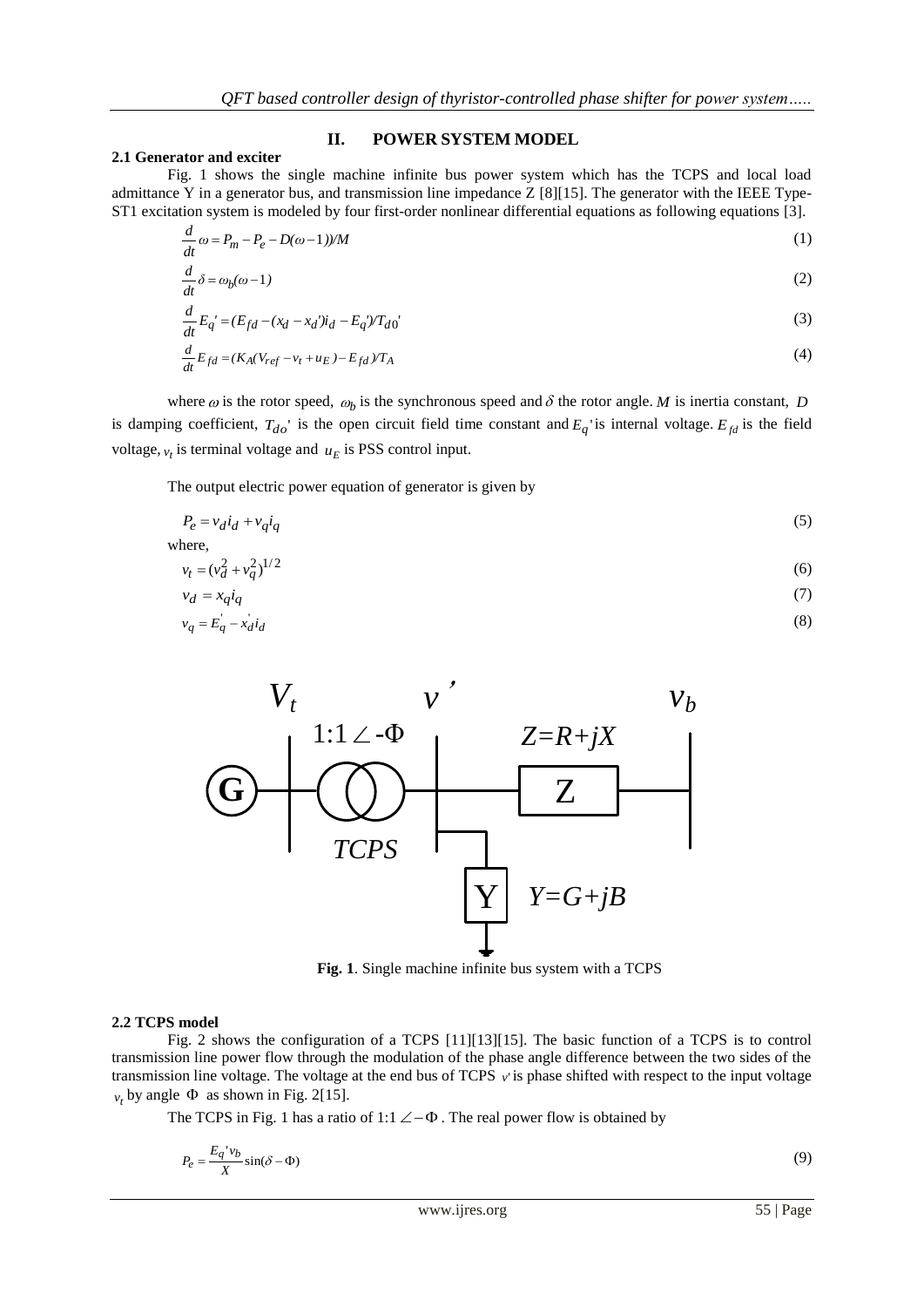## II. POWER SYSTEM MODEL

### 2.1 Generator and exciter

Fig. 1 shows the single machine infinite bus power system which has the TCPS and local load admittance Y in a generator bus, and transmission line impedance Z [8][15]. The generator with the IEEE Type-ST1 excitation system is modeled by four first-order nonlinear differential equations as following equations [3].

$$\frac{d}{dt}\omega = P_m - P_e - D(\omega - 1))/M \tag{1}$$

$$\frac{d}{dt}\delta = \omega_b(\omega - 1) \tag{2}$$

$$\frac{d}{dt}E_q' = (E_{fd} - (x_d - x_d')i_d - E_q')/T_{d0}' \tag{3}$$

$$\frac{d}{dt}E_{fd} = (K_A(V_{ref} - v_t + u_E) - E_{fd})/T_A \tag{4}$$

where $\omega$ is the rotor speed, $\omega_b$ is the synchronous speed and $\delta$ the rotor angle. $M$ is inertia constant, $D$ is damping coefficient, $T_{do}'$ is the open circuit field time constant and $E_q'$ is internal voltage. $E_{fd}$ is the field voltage, $v_t$ is terminal voltage and $u_E$ is PSS control input.

The output electric power equation of generator is given by

$$P_e = v_d i_d + v_q i_q \tag{5}$$

where,

$$v_t = (v_d^2 + v_q^2)^{1/2} \tag{6}$$

$$v_d = x_q i_q \tag{7}$$

$$v_q = E_q' - x_d' i_d \tag{8}$$

**Fig. 1**. Single machine infinite bus system with a TCPS

### 2.2 TCPS model

Fig. 2 shows the configuration of a TCPS [11][13][15]. The basic function of a TCPS is to control transmission line power flow through the modulation of the phase angle difference between the two sides of the transmission line voltage. The voltage at the end bus of TCPS $v'$ is phase shifted with respect to the input voltage $v_t$ by angle $\Phi$ as shown in Fig. 2[15].

The TCPS in Fig. 1 has a ratio of $1:1\angle-\Phi$. The real power flow is obtained by

$$P_e = \frac{E_q' v_b}{X}\sin(\delta - \Phi) \tag{9}$$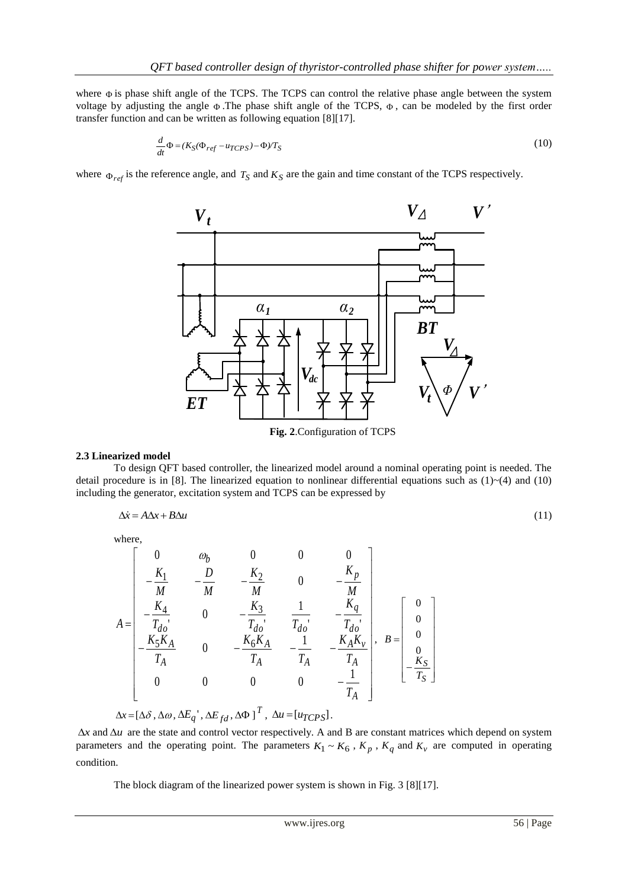where $\Phi$ is phase shift angle of the TCPS. The TCPS can control the relative phase angle between the system voltage by adjusting the angle $\Phi$. The phase shift angle of the TCPS, $\Phi$, can be modeled by the first order transfer function and can be written as following equation [8][17].

$$\frac{d}{dt}\Phi = (K_S(\Phi_{ref} - u_{TCPS}) - \Phi)/T_S \tag{10}$$

where $\Phi_{ref}$ is the reference angle, and $T_S$ and $K_S$ are the gain and time constant of the TCPS respectively.

**Fig. 2**.Configuration of TCPS

### 2.3 Linearized model

To design QFT based controller, the linearized model around a nominal operating point is needed. The detail procedure is in [8]. The linearized equation to nonlinear differential equations such as (1)~(4) and (10) including the generator, excitation system and TCPS can be expressed by

$$\Delta \dot{x} = A\Delta x + B\Delta u \tag{11}$$

where,

$$A = \begin{bmatrix} 0 & \omega_b & 0 & 0 & 0 \\ -\frac{K_1}{M} & -\frac{D}{M} & -\frac{K_2}{M} & 0 & -\frac{K_p}{M} \\ -\frac{K_4}{T_{do}'} & 0 & -\frac{K_3}{T_{do}'} & \frac{1}{T_{do}'} & -\frac{K_q}{T_{do}'} \\ -\frac{K_5 K_A}{T_A} & 0 & -\frac{K_6 K_A}{T_A} & -\frac{1}{T_A} & -\frac{K_A K_v}{T_A} \\ 0 & 0 & 0 & 0 & -\frac{1}{T_A} \end{bmatrix}, \quad B = \begin{bmatrix} 0 \\ 0 \\ 0 \\ 0 \\ -\frac{K_S}{T_S} \end{bmatrix}$$

$\Delta x = [\Delta\delta, \Delta\omega, \Delta E_q', \Delta E_{fd}, \Delta\Phi]^T$, $\Delta u = [u_{TCPS}]$.

$\Delta x$ and $\Delta u$ are the state and control vector respectively. A and B are constant matrices which depend on system parameters and the operating point. The parameters $K_1 \sim K_6$, $K_p$, $K_q$ and $K_v$ are computed in operating condition.

The block diagram of the linearized power system is shown in Fig. 3 [8][17].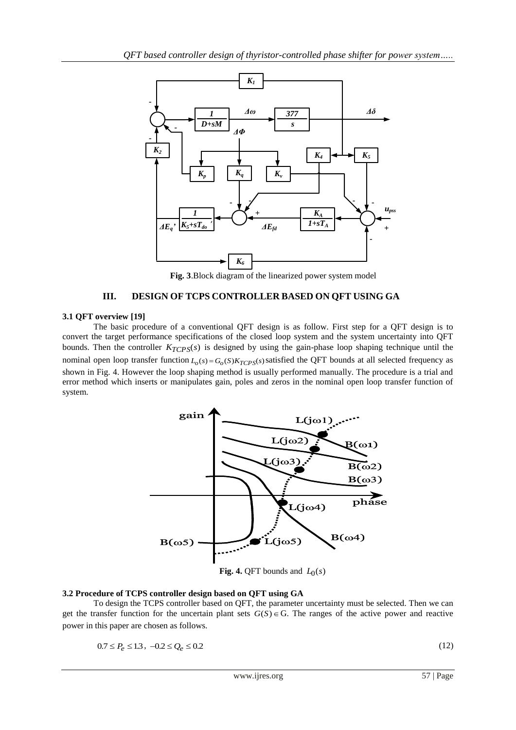**Fig. 3**.Block diagram of the linearized power system model

## III. DESIGN OF TCPS CONTROLLER BASED ON QFT USING GA

### 3.1 QFT overview [19]

The basic procedure of a conventional QFT design is as follow. First step for a QFT design is to convert the target performance specifications of the closed loop system and the system uncertainty into QFT bounds. Then the controller $K_{TCPS}(s)$ is designed by using the gain-phase loop shaping technique until the nominal open loop transfer function $L_o(s) = G_o(S)K_{TCPS}(s)$ satisfied the QFT bounds at all selected frequency as shown in Fig. 4. However the loop shaping method is usually performed manually. The procedure is a trial and error method which inserts or manipulates gain, poles and zeros in the nominal open loop transfer function of system.

**Fig. 4.** QFT bounds and $L_0(s)$

### 3.2 Procedure of TCPS controller design based on QFT using GA

To design the TCPS controller based on QFT, the parameter uncertainty must be selected. Then we can get the transfer function for the uncertain plant sets $G(S) \in$ G. The ranges of the active power and reactive power in this paper are chosen as follows.

$$0.7 \le P_e \le 1.3\,,\ -0.2 \le Q_e \le 0.2 \tag{12}$$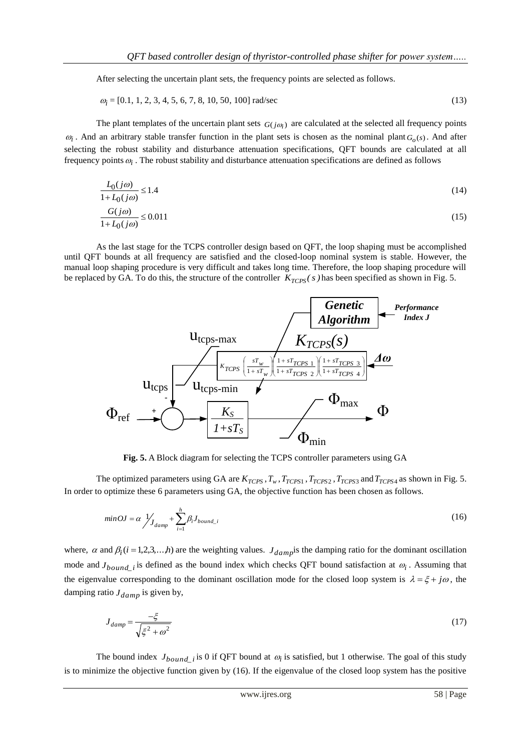After selecting the uncertain plant sets, the frequency points are selected as follows.

$$\omega_i = [0.1, 1, 2, 3, 4, 5, 6, 7, 8, 10, 50, 100] \text{ rad/sec} \tag{13}$$

The plant templates of the uncertain plant sets $G(j\omega_i)$ are calculated at the selected all frequency points $\omega_i$. And an arbitrary stable transfer function in the plant sets is chosen as the nominal plant $G_o(s)$. And after selecting the robust stability and disturbance attenuation specifications, QFT bounds are calculated at all frequency points $\omega_i$. The robust stability and disturbance attenuation specifications are defined as follows

$$\frac{L_0(j\omega)}{1+L_0(j\omega)} \le 1.4 \tag{14}$$

$$\frac{G(j\omega)}{1+L_0(j\omega)} \le 0.011 \tag{15}$$

As the last stage for the TCPS controller design based on QFT, the loop shaping must be accomplished until QFT bounds at all frequency are satisfied and the closed-loop nominal system is stable. However, the manual loop shaping procedure is very difficult and takes long time. Therefore, the loop shaping procedure will be replaced by GA. To do this, the structure of the controller $K_{TCPS}(s)$ has been specified as shown in Fig. 5.

**Fig. 5.** A Block diagram for selecting the TCPS controller parameters using GA

The optimized parameters using GA are $K_{TCPS}$, $T_w$, $T_{TCPS1}$, $T_{TCPS2}$, $T_{TCPS3}$ and $T_{TCPS4}$ as shown in Fig. 5. In order to optimize these 6 parameters using GA, the objective function has been chosen as follows.

$$minOJ = \alpha \, {}^{1}\!/_{J_{damp}} + \sum_{i=1}^{h} \beta_i J_{bound\_i} \tag{16}$$

where, $\alpha$ and $\beta_i (i = 1,2,3,\ldots,h)$ are the weighting values. $J_{damp}$ is the damping ratio for the dominant oscillation mode and $J_{bound\_i}$ is defined as the bound index which checks QFT bound satisfaction at $\omega_i$. Assuming that the eigenvalue corresponding to the dominant oscillation mode for the closed loop system is $\lambda = \xi + j\omega$, the damping ratio $J_{damp}$ is given by,

$$J_{damp} = \frac{-\xi}{\sqrt{\xi^2 + \omega^2}} \tag{17}$$

The bound index $J_{bound\_i}$ is 0 if QFT bound at $\omega_i$ is satisfied, but 1 otherwise. The goal of this study is to minimize the objective function given by (16). If the eigenvalue of the closed loop system has the positive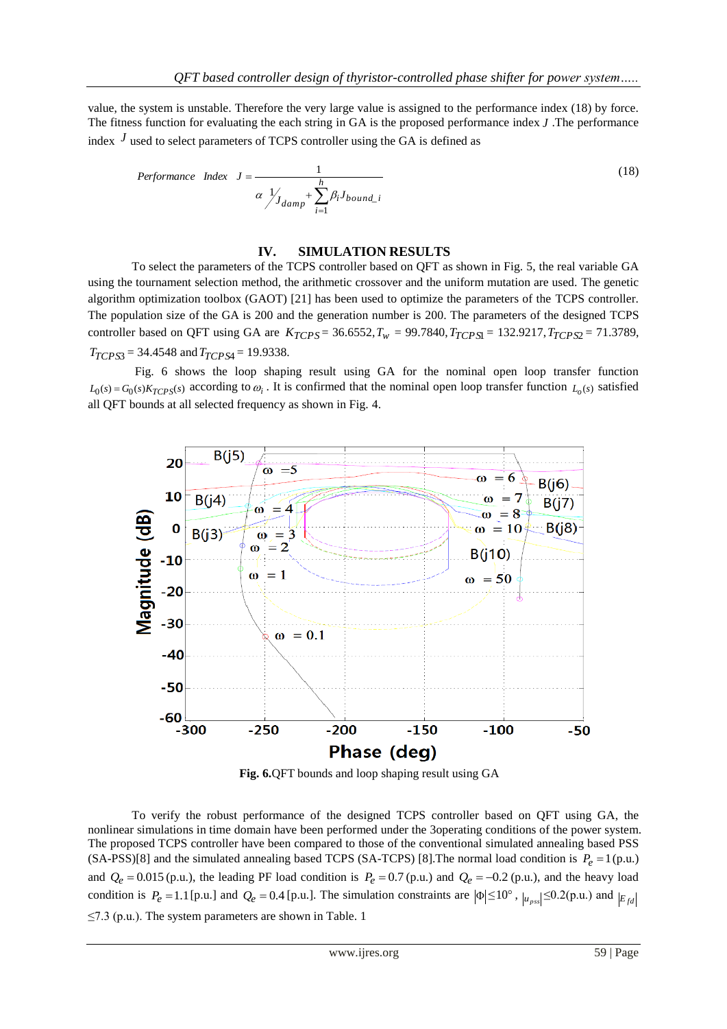value, the system is unstable. Therefore the very large value is assigned to the performance index (18) by force. The fitness function for evaluating the each string in GA is the proposed performance index $J$ .The performance index $J$ used to select parameters of TCPS controller using the GA is defined as

$$Performance\ \ Index\ \ J = \frac{1}{\alpha\ {}^{1}\!/\!_{J_{damp}} + \sum_{i=1}^{h} \beta_i J_{bound\_i}} \tag{18}$$

## IV. SIMULATION RESULTS

To select the parameters of the TCPS controller based on QFT as shown in Fig. 5, the real variable GA using the tournament selection method, the arithmetic crossover and the uniform mutation are used. The genetic algorithm optimization toolbox (GAOT) [21] has been used to optimize the parameters of the TCPS controller. The population size of the GA is 200 and the generation number is 200. The parameters of the designed TCPS controller based on QFT using GA are $K_{TCPS} = 36.6552, T_w = 99.7840, T_{TCPS1} = 132.9217, T_{TCPS2} = 71.3789,$ $T_{TCPS3} = 34.4548$ and $T_{TCPS4} = 19.9338$.

Fig. 6 shows the loop shaping result using GA for the nominal open loop transfer function $L_0(s) = G_0(s)K_{TCPS}(s)$ according to $\omega_i$ . It is confirmed that the nominal open loop transfer function $L_o(s)$ satisfied all QFT bounds at all selected frequency as shown in Fig. 4.

**Fig. 6.**QFT bounds and loop shaping result using GA

To verify the robust performance of the designed TCPS controller based on QFT using GA, the nonlinear simulations in time domain have been performed under the 3operating conditions of the power system. The proposed TCPS controller have been compared to those of the conventional simulated annealing based PSS (SA-PSS)[8] and the simulated annealing based TCPS (SA-TCPS) [8].The normal load condition is $P_e = 1$ (p.u.) and $Q_e = 0.015$ (p.u.), the leading PF load condition is $P_e = 0.7$ (p.u.) and $Q_e = -0.2$ (p.u.), and the heavy load condition is $P_e = 1.1$ [p.u.] and $Q_e = 0.4$ [p.u.]. The simulation constraints are $|\Phi| \le 10°$ , $|u_{pss}| \le 0.2$(p.u.) and $|E_{fd}|$ $\le 7.3$ (p.u.). The system parameters are shown in Table. 1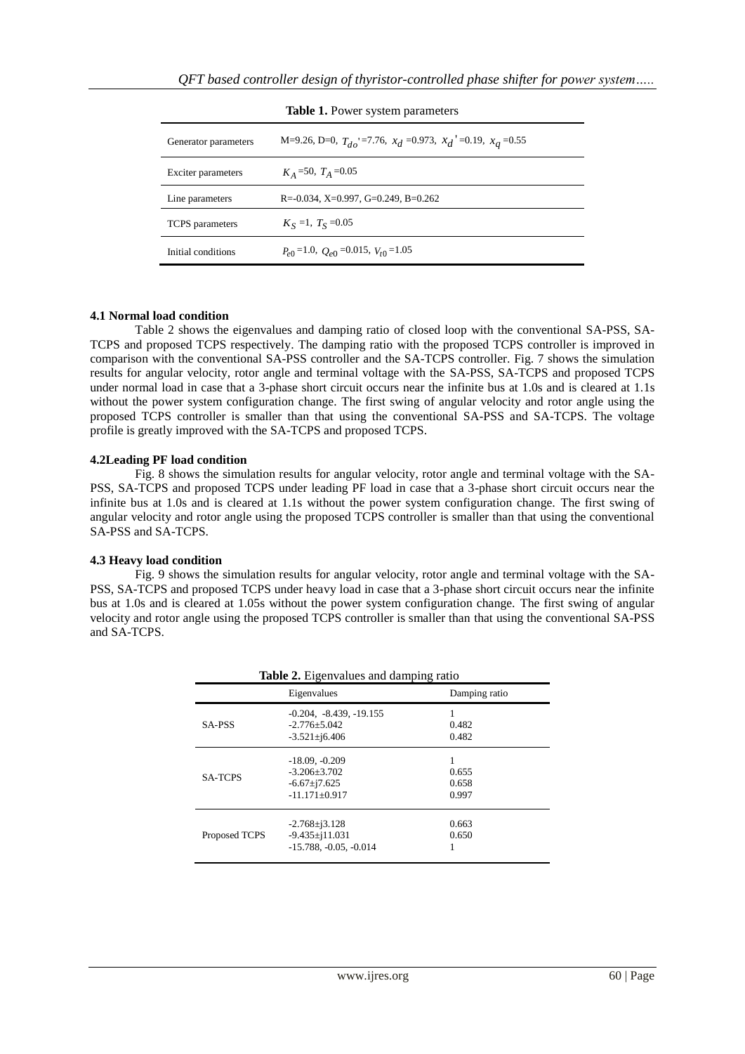**Table 1.** Power system parameters

| | |
|---|---|
| Generator parameters | M=9.26, D=0, $T_{do}'$=7.76, $x_d$ =0.973, $x_d'$=0.19, $x_q$ =0.55 |
| Exciter parameters | $K_A$=50, $T_A$=0.05 |
| Line parameters | R=-0.034, X=0.997, G=0.249, B=0.262 |
| TCPS parameters | $K_S$ =1, $T_S$ =0.05 |
| Initial conditions | $P_{e0}$ =1.0, $Q_{e0}$ =0.015, $V_{t0}$ =1.05 |

### 4.1 Normal load condition

Table 2 shows the eigenvalues and damping ratio of closed loop with the conventional SA-PSS, SA-TCPS and proposed TCPS respectively. The damping ratio with the proposed TCPS controller is improved in comparison with the conventional SA-PSS controller and the SA-TCPS controller. Fig. 7 shows the simulation results for angular velocity, rotor angle and terminal voltage with the SA-PSS, SA-TCPS and proposed TCPS under normal load in case that a 3-phase short circuit occurs near the infinite bus at 1.0s and is cleared at 1.1s without the power system configuration change. The first swing of angular velocity and rotor angle using the proposed TCPS controller is smaller than that using the conventional SA-PSS and SA-TCPS. The voltage profile is greatly improved with the SA-TCPS and proposed TCPS.

### 4.2Leading PF load condition

Fig. 8 shows the simulation results for angular velocity, rotor angle and terminal voltage with the SA-PSS, SA-TCPS and proposed TCPS under leading PF load in case that a 3-phase short circuit occurs near the infinite bus at 1.0s and is cleared at 1.1s without the power system configuration change. The first swing of angular velocity and rotor angle using the proposed TCPS controller is smaller than that using the conventional SA-PSS and SA-TCPS.

### 4.3 Heavy load condition

Fig. 9 shows the simulation results for angular velocity, rotor angle and terminal voltage with the SA-PSS, SA-TCPS and proposed TCPS under heavy load in case that a 3-phase short circuit occurs near the infinite bus at 1.0s and is cleared at 1.05s without the power system configuration change. The first swing of angular velocity and rotor angle using the proposed TCPS controller is smaller than that using the conventional SA-PSS and SA-TCPS.

**Table 2.** Eigenvalues and damping ratio

| | Eigenvalues | Damping ratio |
|---|---|---|
| SA-PSS | -0.204, -8.439, -19.155 | 1 |
| | -2.776±5.042 | 0.482 |
| | -3.521±j6.406 | 0.482 |
| SA-TCPS | -18.09, -0.209 | 1 |
| | -3.206±3.702 | 0.655 |
| | -6.67±j7.625 | 0.658 |
| | -11.171±0.917 | 0.997 |
| Proposed TCPS | -2.768±j3.128 | 0.663 |
| | -9.435±j11.031 | 0.650 |
| | -15.788, -0.05, -0.014 | 1 |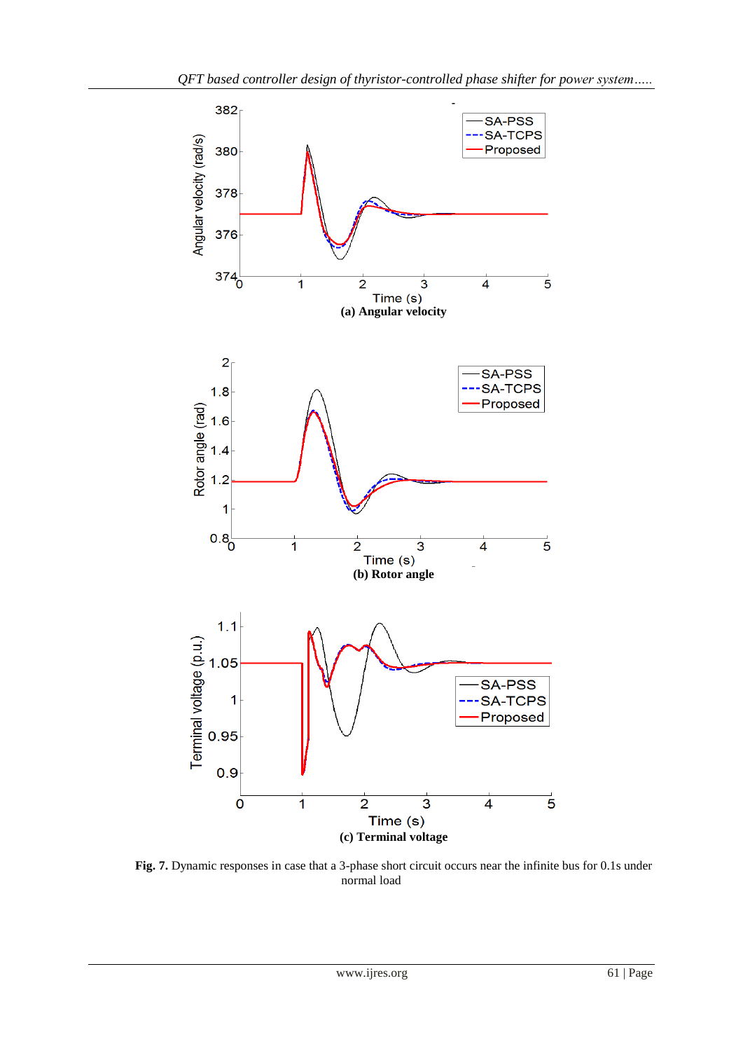(a) Angular velocity

(b) Rotor angle

(c) Terminal voltage

**Fig. 7.** Dynamic responses in case that a 3-phase short circuit occurs near the infinite bus for 0.1s under normal load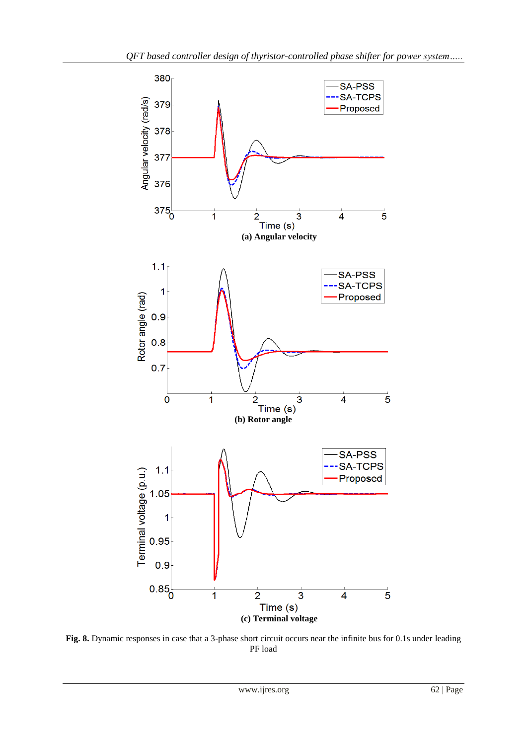(a) Angular velocity

(b) Rotor angle

(c) Terminal voltage

**Fig. 8.** Dynamic responses in case that a 3-phase short circuit occurs near the infinite bus for 0.1s under leading PF load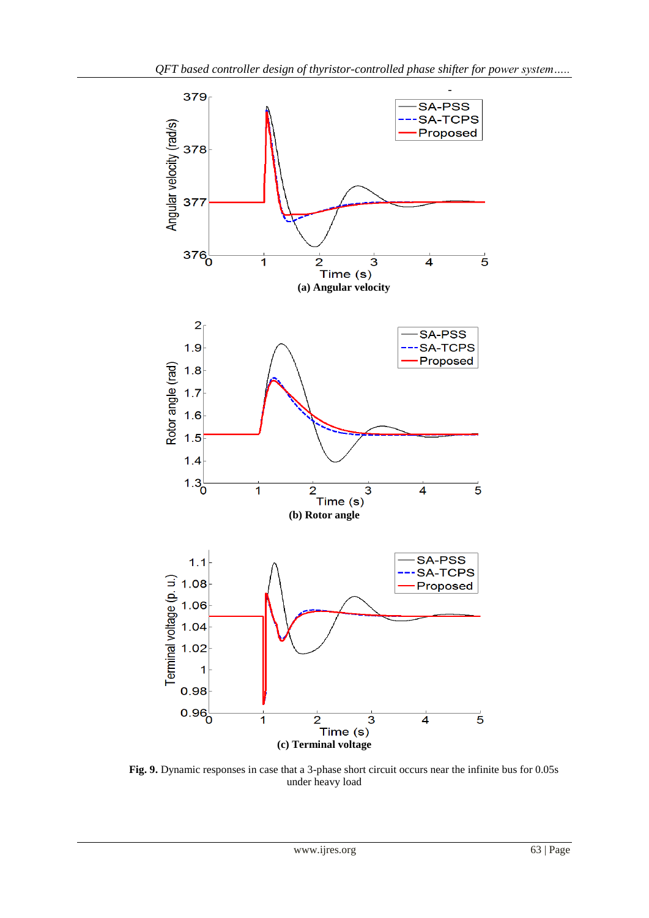(a) Angular velocity

(b) Rotor angle

(c) Terminal voltage

**Fig. 9.** Dynamic responses in case that a 3-phase short circuit occurs near the infinite bus for 0.05s under heavy load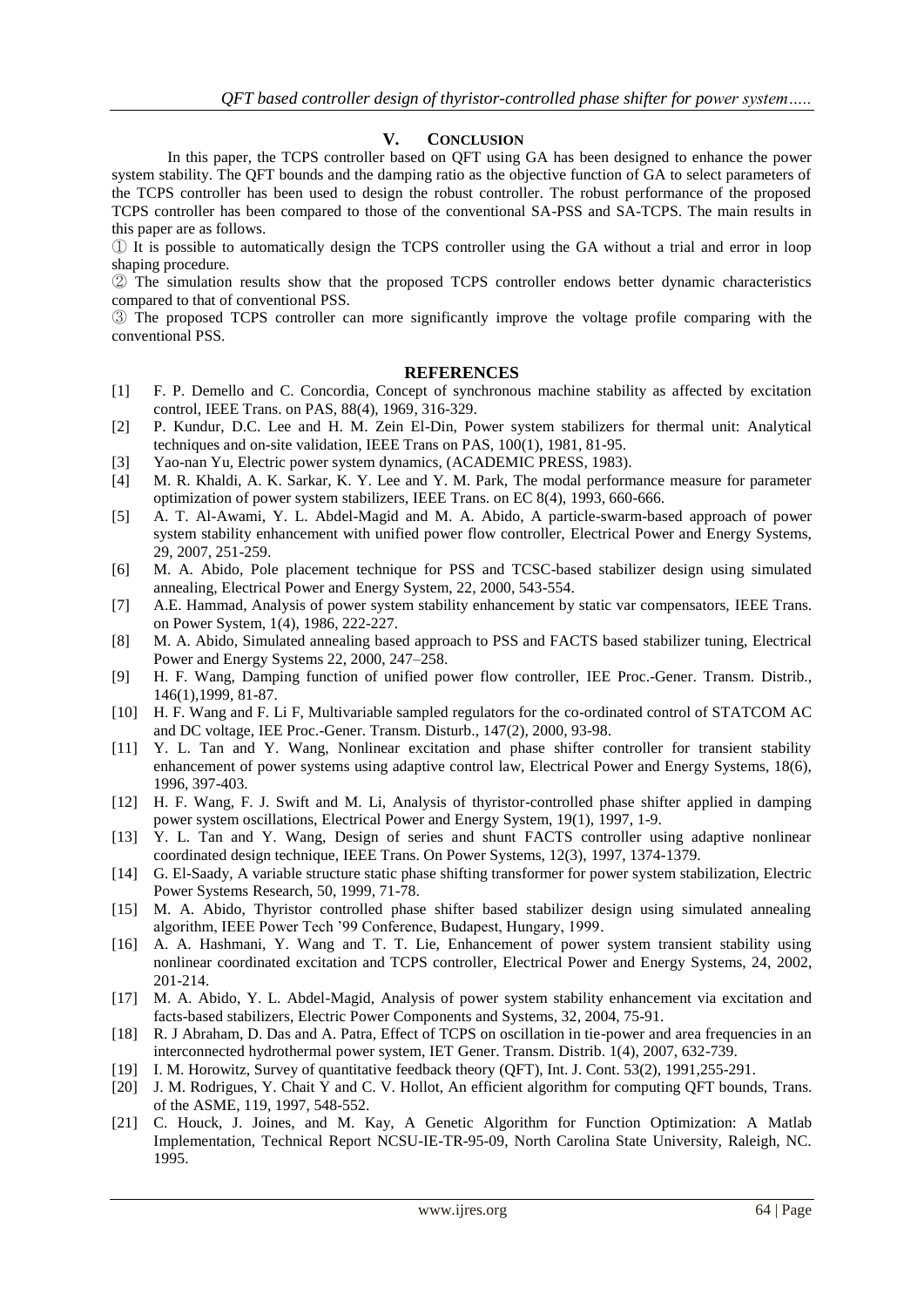## V. CONCLUSION

In this paper, the TCPS controller based on QFT using GA has been designed to enhance the power system stability. The QFT bounds and the damping ratio as the objective function of GA to select parameters of the TCPS controller has been used to design the robust controller. The robust performance of the proposed TCPS controller has been compared to those of the conventional SA-PSS and SA-TCPS. The main results in this paper are as follows.

① It is possible to automatically design the TCPS controller using the GA without a trial and error in loop shaping procedure.

② The simulation results show that the proposed TCPS controller endows better dynamic characteristics compared to that of conventional PSS.

③ The proposed TCPS controller can more significantly improve the voltage profile comparing with the conventional PSS.

## REFERENCES

[1] F. P. Demello and C. Concordia, Concept of synchronous machine stability as affected by excitation control, IEEE Trans. on PAS, 88(4), 1969, 316-329.

[2] P. Kundur, D.C. Lee and H. M. Zein El-Din, Power system stabilizers for thermal unit: Analytical techniques and on-site validation, IEEE Trans on PAS, 100(1), 1981, 81-95.

[3] Yao-nan Yu, Electric power system dynamics, (ACADEMIC PRESS, 1983).

[4] M. R. Khaldi, A. K. Sarkar, K. Y. Lee and Y. M. Park, The modal performance measure for parameter optimization of power system stabilizers, IEEE Trans. on EC 8(4), 1993, 660-666.

[5] A. T. Al-Awami, Y. L. Abdel-Magid and M. A. Abido, A particle-swarm-based approach of power system stability enhancement with unified power flow controller, Electrical Power and Energy Systems, 29, 2007, 251-259.

[6] M. A. Abido, Pole placement technique for PSS and TCSC-based stabilizer design using simulated annealing, Electrical Power and Energy System, 22, 2000, 543-554.

[7] A.E. Hammad, Analysis of power system stability enhancement by static var compensators, IEEE Trans. on Power System, 1(4), 1986, 222-227.

[8] M. A. Abido, Simulated annealing based approach to PSS and FACTS based stabilizer tuning, Electrical Power and Energy Systems 22, 2000, 247–258.

[9] H. F. Wang, Damping function of unified power flow controller, IEE Proc.-Gener. Transm. Distrib., 146(1),1999, 81-87.

[10] H. F. Wang and F. Li F, Multivariable sampled regulators for the co-ordinated control of STATCOM AC and DC voltage, IEE Proc.-Gener. Transm. Disturb., 147(2), 2000, 93-98.

[11] Y. L. Tan and Y. Wang, Nonlinear excitation and phase shifter controller for transient stability enhancement of power systems using adaptive control law, Electrical Power and Energy Systems, 18(6), 1996, 397-403.

[12] H. F. Wang, F. J. Swift and M. Li, Analysis of thyristor-controlled phase shifter applied in damping power system oscillations, Electrical Power and Energy System, 19(1), 1997, 1-9.

[13] Y. L. Tan and Y. Wang, Design of series and shunt FACTS controller using adaptive nonlinear coordinated design technique, IEEE Trans. On Power Systems, 12(3), 1997, 1374-1379.

[14] G. El-Saady, A variable structure static phase shifting transformer for power system stabilization, Electric Power Systems Research, 50, 1999, 71-78.

[15] M. A. Abido, Thyristor controlled phase shifter based stabilizer design using simulated annealing algorithm, IEEE Power Tech '99 Conference, Budapest, Hungary, 1999.

[16] A. A. Hashmani, Y. Wang and T. T. Lie, Enhancement of power system transient stability using nonlinear coordinated excitation and TCPS controller, Electrical Power and Energy Systems, 24, 2002, 201-214.

[17] M. A. Abido, Y. L. Abdel-Magid, Analysis of power system stability enhancement via excitation and facts-based stabilizers, Electric Power Components and Systems, 32, 2004, 75-91.

[18] R. J Abraham, D. Das and A. Patra, Effect of TCPS on oscillation in tie-power and area frequencies in an interconnected hydrothermal power system, IET Gener. Transm. Distrib. 1(4), 2007, 632-739.

[19] I. M. Horowitz, Survey of quantitative feedback theory (QFT), Int. J. Cont. 53(2), 1991,255-291.

[20] J. M. Rodrigues, Y. Chait Y and C. V. Hollot, An efficient algorithm for computing QFT bounds, Trans. of the ASME, 119, 1997, 548-552.

[21] C. Houck, J. Joines, and M. Kay, A Genetic Algorithm for Function Optimization: A Matlab Implementation, Technical Report NCSU-IE-TR-95-09, North Carolina State University, Raleigh, NC. 1995.